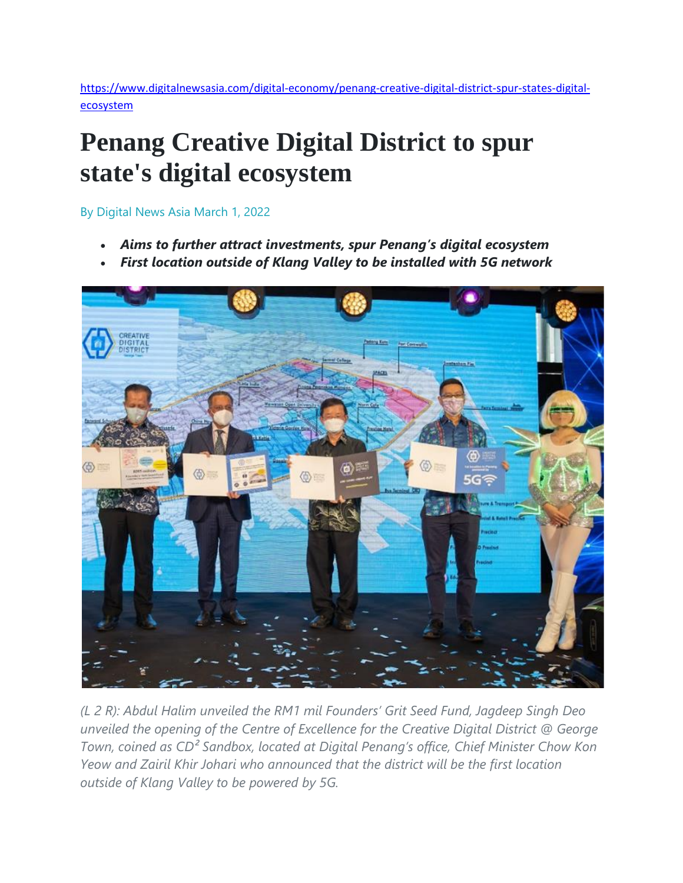https://www.digitalnewsasia.com/digital-economy/penang-creative-digital-district-spur-states-digital-ecosystem

# Penang Creative Digital District to spur state's digital ecosystem

By Digital News Asia March 1, 2022

- ***Aims to further attract investments, spur Penang's digital ecosystem***
- ***First location outside of Klang Valley to be installed with 5G network***

*(L 2 R): Abdul Halim unveiled the RM1 mil Founders' Grit Seed Fund, Jagdeep Singh Deo unveiled the opening of the Centre of Excellence for the Creative Digital District @ George Town, coined as $CD^2$ Sandbox, located at Digital Penang's office, Chief Minister Chow Kon Yeow and Zairil Khir Johari who announced that the district will be the first location outside of Klang Valley to be powered by 5G.*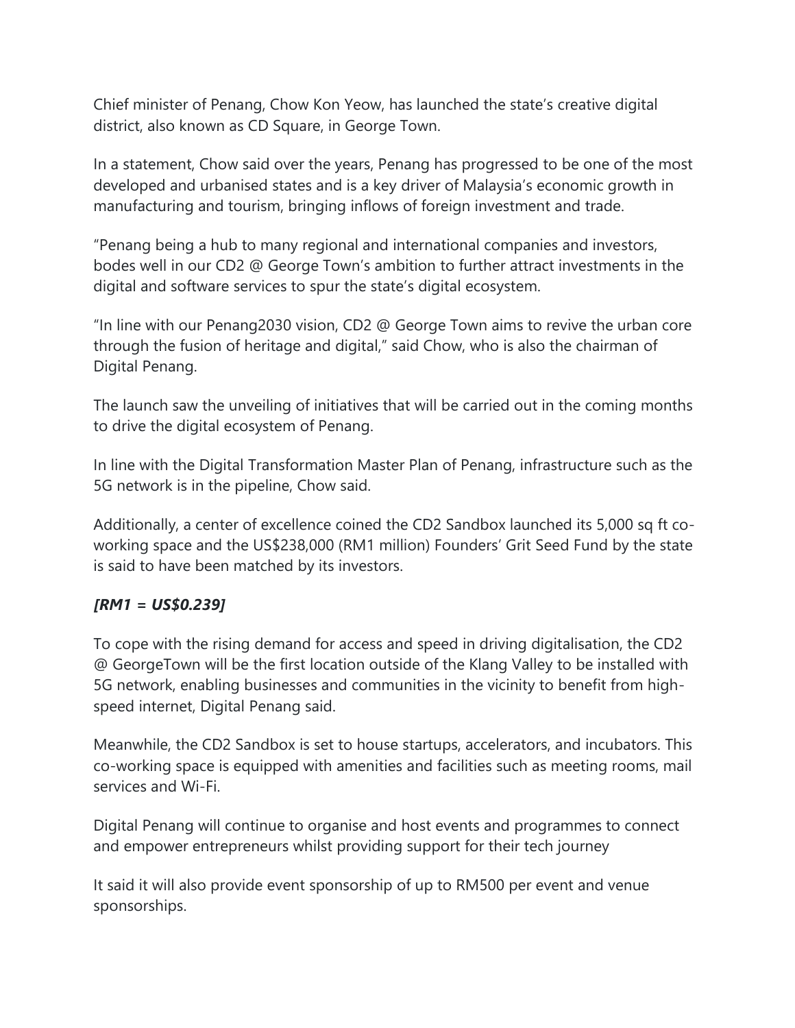Chief minister of Penang, Chow Kon Yeow, has launched the state's creative digital district, also known as CD Square, in George Town.

In a statement, Chow said over the years, Penang has progressed to be one of the most developed and urbanised states and is a key driver of Malaysia's economic growth in manufacturing and tourism, bringing inflows of foreign investment and trade.

"Penang being a hub to many regional and international companies and investors, bodes well in our CD2 @ George Town's ambition to further attract investments in the digital and software services to spur the state's digital ecosystem.

"In line with our Penang2030 vision, CD2 @ George Town aims to revive the urban core through the fusion of heritage and digital," said Chow, who is also the chairman of Digital Penang.

The launch saw the unveiling of initiatives that will be carried out in the coming months to drive the digital ecosystem of Penang.

In line with the Digital Transformation Master Plan of Penang, infrastructure such as the 5G network is in the pipeline, Chow said.

Additionally, a center of excellence coined the CD2 Sandbox launched its 5,000 sq ft co-working space and the US$238,000 (RM1 million) Founders' Grit Seed Fund by the state is said to have been matched by its investors.

***[RM1 = US$0.239]***

To cope with the rising demand for access and speed in driving digitalisation, the CD2 @ GeorgeTown will be the first location outside of the Klang Valley to be installed with 5G network, enabling businesses and communities in the vicinity to benefit from high-speed internet, Digital Penang said.

Meanwhile, the CD2 Sandbox is set to house startups, accelerators, and incubators. This co-working space is equipped with amenities and facilities such as meeting rooms, mail services and Wi-Fi.

Digital Penang will continue to organise and host events and programmes to connect and empower entrepreneurs whilst providing support for their tech journey

It said it will also provide event sponsorship of up to RM500 per event and venue sponsorships.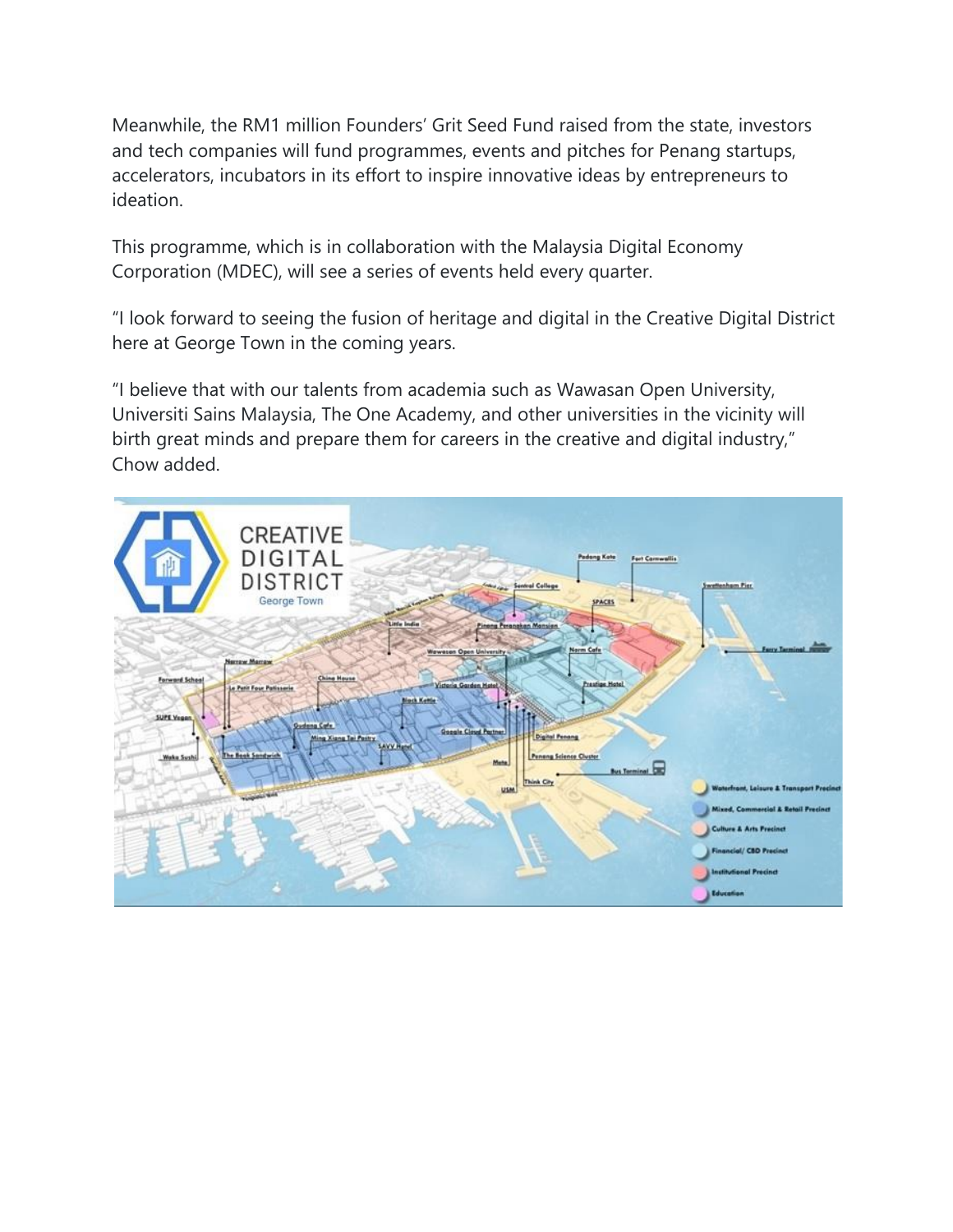Meanwhile, the RM1 million Founders' Grit Seed Fund raised from the state, investors and tech companies will fund programmes, events and pitches for Penang startups, accelerators, incubators in its effort to inspire innovative ideas by entrepreneurs to ideation.

This programme, which is in collaboration with the Malaysia Digital Economy Corporation (MDEC), will see a series of events held every quarter.

"I look forward to seeing the fusion of heritage and digital in the Creative Digital District here at George Town in the coming years.

"I believe that with our talents from academia such as Wawasan Open University, Universiti Sains Malaysia, The One Academy, and other universities in the vicinity will birth great minds and prepare them for careers in the creative and digital industry," Chow added.